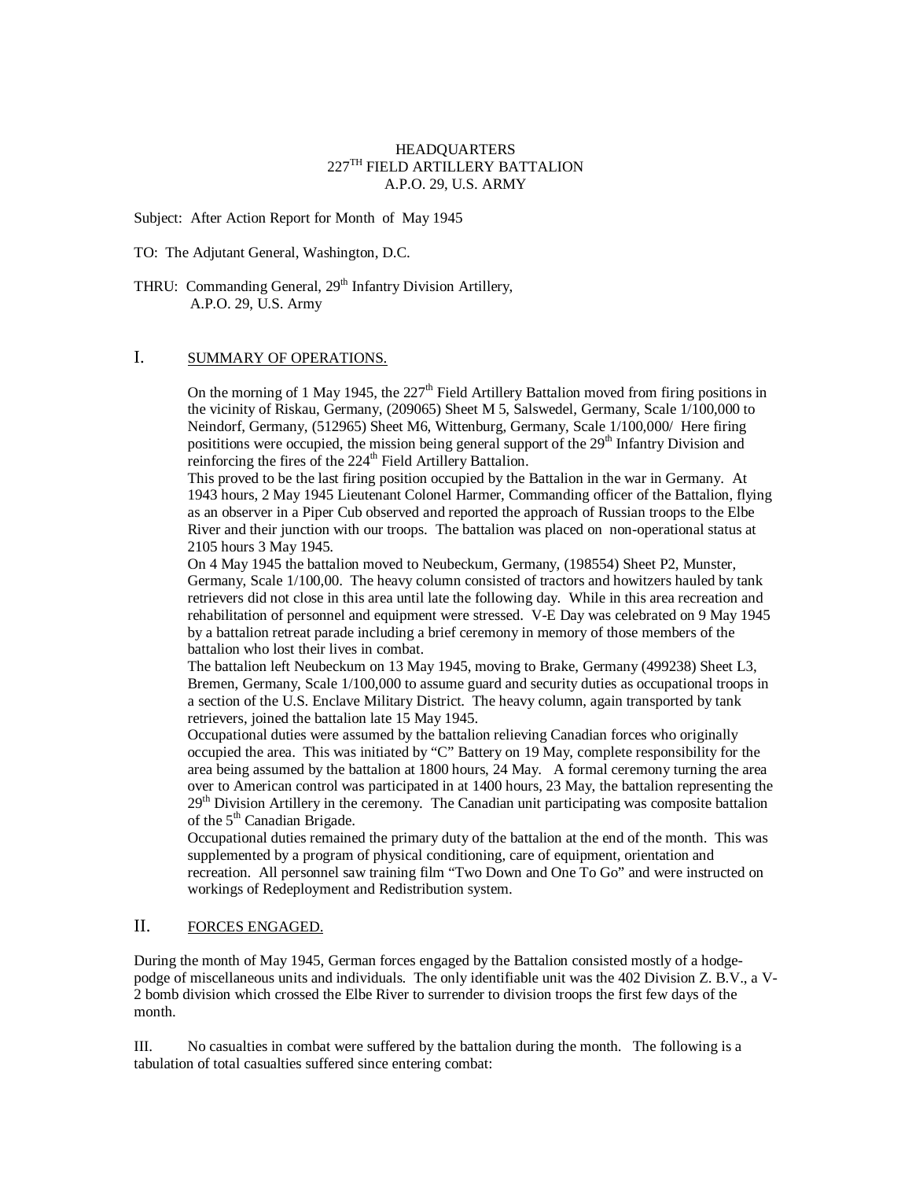HEADQUARTERS
227TH FIELD ARTILLERY BATTALION
A.P.O. 29, U.S. ARMY

Subject: After Action Report for Month of May 1945

TO: The Adjutant General, Washington, D.C.

THRU: Commanding General, 29th Infantry Division Artillery,
A.P.O. 29, U.S. Army

## I. SUMMARY OF OPERATIONS.

On the morning of 1 May 1945, the 227th Field Artillery Battalion moved from firing positions in the vicinity of Riskau, Germany, (209065) Sheet M 5, Salswedel, Germany, Scale 1/100,000 to Neindorf, Germany, (512965) Sheet M6, Wittenburg, Germany, Scale 1/100,000/ Here firing posititions were occupied, the mission being general support of the 29th Infantry Division and reinforcing the fires of the 224th Field Artillery Battalion.

This proved to be the last firing position occupied by the Battalion in the war in Germany. At 1943 hours, 2 May 1945 Lieutenant Colonel Harmer, Commanding officer of the Battalion, flying as an observer in a Piper Cub observed and reported the approach of Russian troops to the Elbe River and their junction with our troops. The battalion was placed on non-operational status at 2105 hours 3 May 1945.

On 4 May 1945 the battalion moved to Neubeckum, Germany, (198554) Sheet P2, Munster, Germany, Scale 1/100,00. The heavy column consisted of tractors and howitzers hauled by tank retrievers did not close in this area until late the following day. While in this area recreation and rehabilitation of personnel and equipment were stressed. V-E Day was celebrated on 9 May 1945 by a battalion retreat parade including a brief ceremony in memory of those members of the battalion who lost their lives in combat.

The battalion left Neubeckum on 13 May 1945, moving to Brake, Germany (499238) Sheet L3, Bremen, Germany, Scale 1/100,000 to assume guard and security duties as occupational troops in a section of the U.S. Enclave Military District. The heavy column, again transported by tank retrievers, joined the battalion late 15 May 1945.

Occupational duties were assumed by the battalion relieving Canadian forces who originally occupied the area. This was initiated by "C" Battery on 19 May, complete responsibility for the area being assumed by the battalion at 1800 hours, 24 May. A formal ceremony turning the area over to American control was participated in at 1400 hours, 23 May, the battalion representing the 29th Division Artillery in the ceremony. The Canadian unit participating was composite battalion of the 5th Canadian Brigade.

Occupational duties remained the primary duty of the battalion at the end of the month. This was supplemented by a program of physical conditioning, care of equipment, orientation and recreation. All personnel saw training film "Two Down and One To Go" and were instructed on workings of Redeployment and Redistribution system.

## II. FORCES ENGAGED.

During the month of May 1945, German forces engaged by the Battalion consisted mostly of a hodge-podge of miscellaneous units and individuals. The only identifiable unit was the 402 Division Z. B.V., a V-2 bomb division which crossed the Elbe River to surrender to division troops the first few days of the month.

III. No casualties in combat were suffered by the battalion during the month. The following is a tabulation of total casualties suffered since entering combat: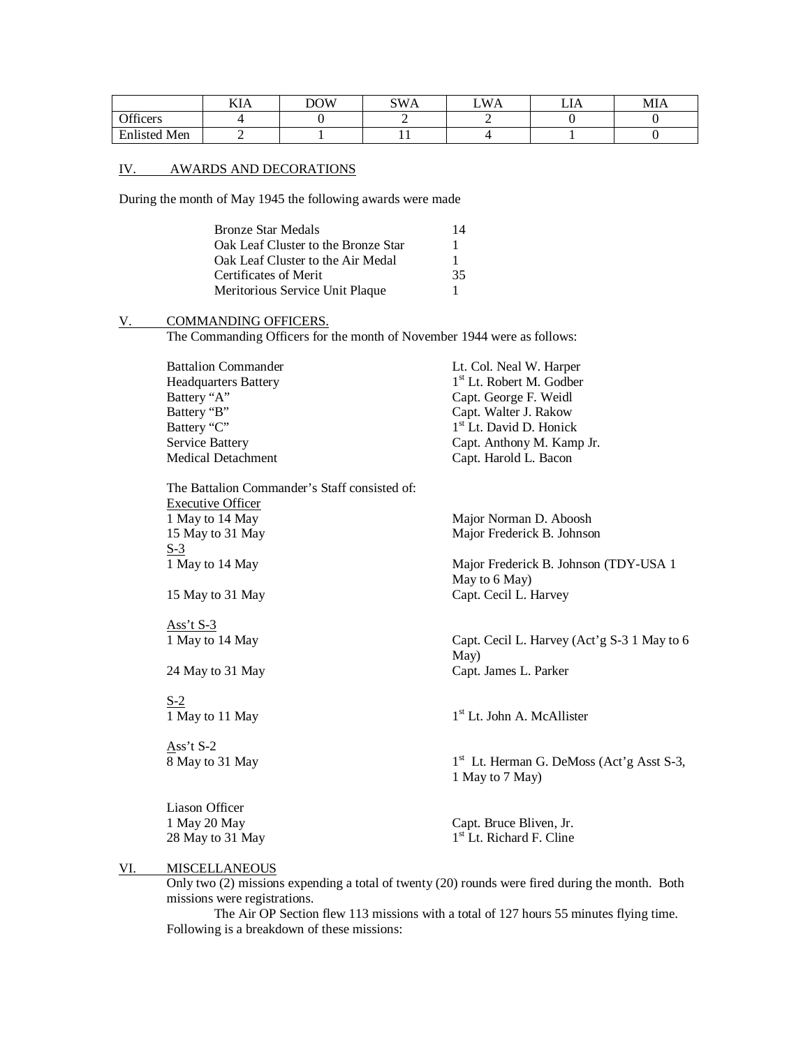| | KIA | DOW | SWA | LWA | LIA | MIA |
|---|---|---|---|---|---|---|
| Officers | 4 | 0 | 2 | 2 | 0 | 0 |
| Enlisted Men | 2 | 1 | 11 | 4 | 1 | 0 |

## IV. AWARDS AND DECORATIONS

During the month of May 1945 the following awards were made

| | |
|---|---|
| Bronze Star Medals | 14 |
| Oak Leaf Cluster to the Bronze Star | 1 |
| Oak Leaf Cluster to the Air Medal | 1 |
| Certificates of Merit | 35 |
| Meritorious Service Unit Plaque | 1 |

## V. COMMANDING OFFICERS.

The Commanding Officers for the month of November 1944 were as follows:

| | |
|---|---|
| Battalion Commander | Lt. Col. Neal W. Harper |
| Headquarters Battery | 1st Lt. Robert M. Godber |
| Battery "A" | Capt. George F. Weidl |
| Battery "B" | Capt. Walter J. Rakow |
| Battery "C" | 1st Lt. David D. Honick |
| Service Battery | Capt. Anthony M. Kamp Jr. |
| Medical Detachment | Capt. Harold L. Bacon |

The Battalion Commander's Staff consisted of:

Executive Officer

| | |
|---|---|
| 1 May to 14 May | Major Norman D. Aboosh |
| 15 May to 31 May | Major Frederick B. Johnson |

S-3

| | |
|---|---|
| 1 May to 14 May | Major Frederick B. Johnson (TDY-USA 1 May to 6 May) |
| 15 May to 31 May | Capt. Cecil L. Harvey |

Ass't S-3

| | |
|---|---|
| 1 May to 14 May | Capt. Cecil L. Harvey (Act'g S-3 1 May to 6 May) |
| 24 May to 31 May | Capt. James L. Parker |

S-2

| | |
|---|---|
| 1 May to 11 May | 1st Lt. John A. McAllister |

Ass't S-2

| | |
|---|---|
| 8 May to 31 May | 1st Lt. Herman G. DeMoss (Act'g Asst S-3, 1 May to 7 May) |

Liason Officer

| | |
|---|---|
| 1 May 20 May | Capt. Bruce Bliven, Jr. |
| 28 May to 31 May | 1st Lt. Richard F. Cline |

## VI. MISCELLANEOUS

Only two (2) missions expending a total of twenty (20) rounds were fired during the month. Both missions were registrations.

The Air OP Section flew 113 missions with a total of 127 hours 55 minutes flying time. Following is a breakdown of these missions: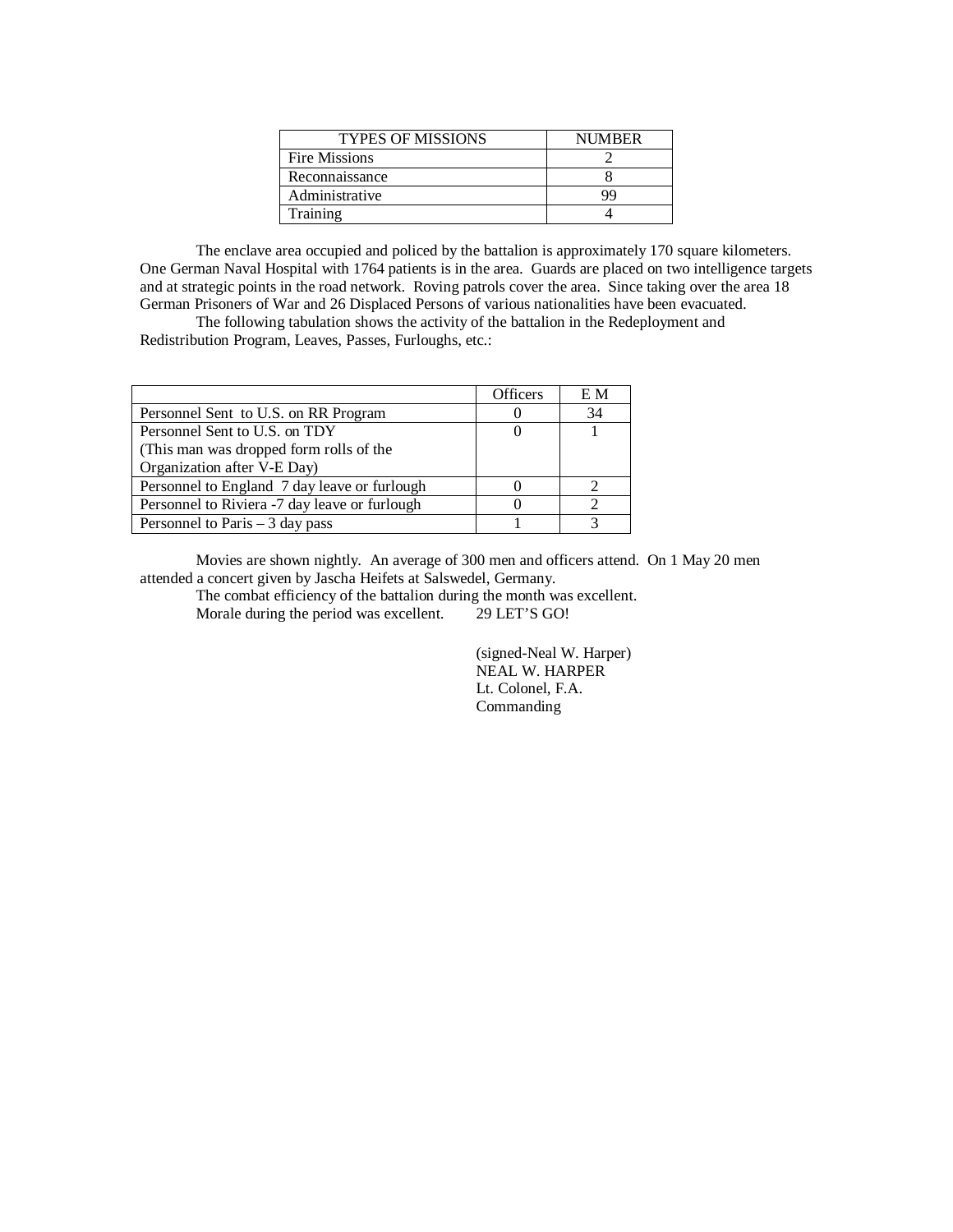| TYPES OF MISSIONS | NUMBER |
|---|---|
| Fire Missions | 2 |
| Reconnaissance | 8 |
| Administrative | 99 |
| Training | 4 |

The enclave area occupied and policed by the battalion is approximately 170 square kilometers. One German Naval Hospital with 1764 patients is in the area. Guards are placed on two intelligence targets and at strategic points in the road network. Roving patrols cover the area. Since taking over the area 18 German Prisoners of War and 26 Displaced Persons of various nationalities have been evacuated.

The following tabulation shows the activity of the battalion in the Redeployment and Redistribution Program, Leaves, Passes, Furloughs, etc.:

| | Officers | E M |
|---|---|---|
| Personnel Sent to U.S. on RR Program | 0 | 34 |
| Personnel Sent to U.S. on TDY (This man was dropped form rolls of the Organization after V-E Day) | 0 | 1 |
| Personnel to England 7 day leave or furlough | 0 | 2 |
| Personnel to Riviera -7 day leave or furlough | 0 | 2 |
| Personnel to Paris – 3 day pass | 1 | 3 |

Movies are shown nightly. An average of 300 men and officers attend. On 1 May 20 men attended a concert given by Jascha Heifets at Salswedel, Germany.

The combat efficiency of the battalion during the month was excellent.

Morale during the period was excellent. 29 LET'S GO!

(signed-Neal W. Harper)
NEAL W. HARPER
Lt. Colonel, F.A.
Commanding